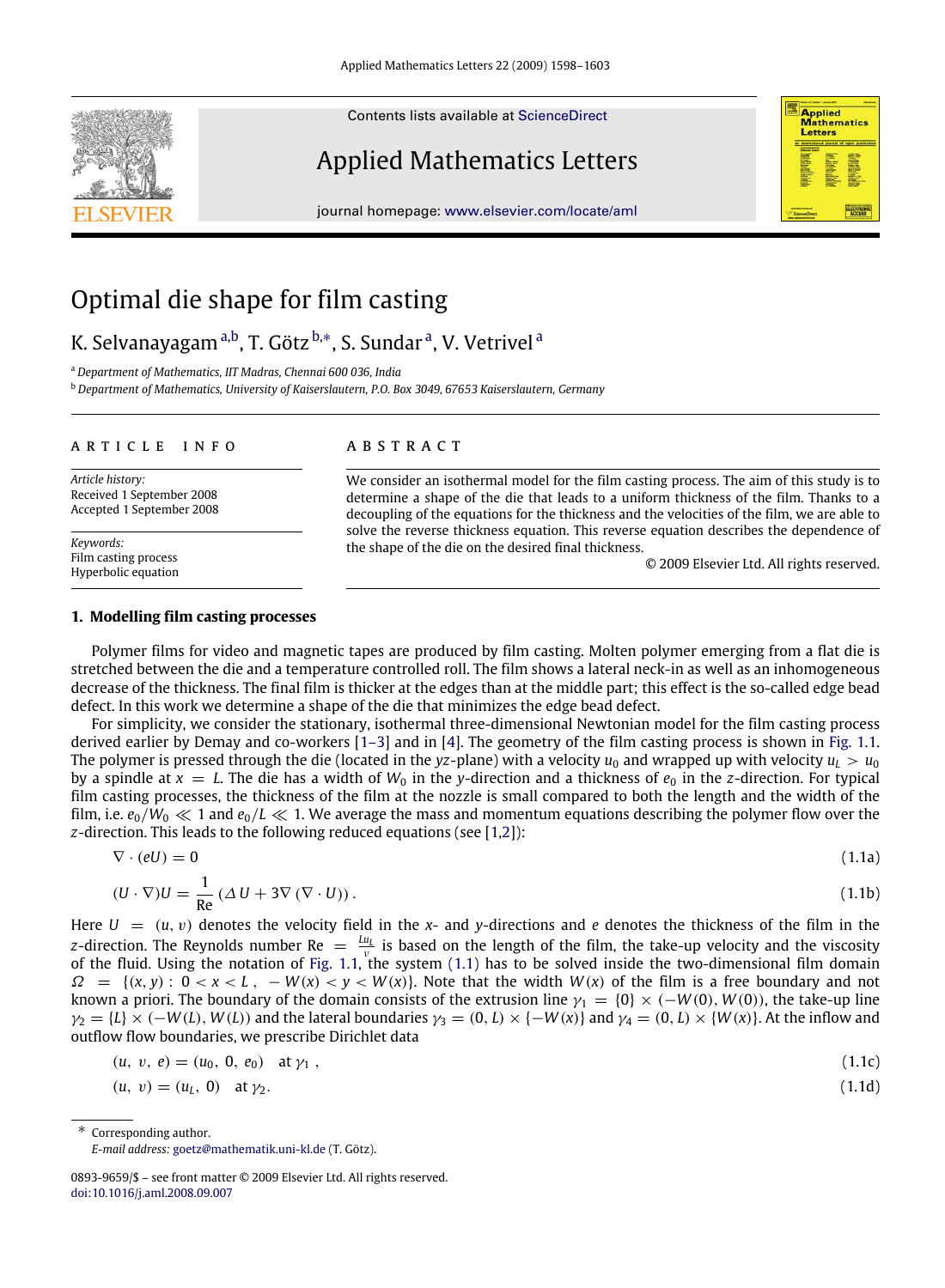# Optimal die shape for film casting

K. Selvanayagam [a,b], T. Götz [b,*], S. Sundar [a], V. Vetrivel [a]

[a] Department of Mathematics, IIT Madras, Chennai 600 036, India

[b] Department of Mathematics, University of Kaiserslautern, P.O. Box 3049, 67653 Kaiserslautern, Germany

**ARTICLE INFO**

*Article history:*
Received 1 September 2008
Accepted 1 September 2008

*Keywords:*
Film casting process
Hyperbolic equation

**ABSTRACT**

We consider an isothermal model for the film casting process. The aim of this study is to determine a shape of the die that leads to a uniform thickness of the film. Thanks to a decoupling of the equations for the thickness and the velocities of the film, we are able to solve the reverse thickness equation. This reverse equation describes the dependence of the shape of the die on the desired final thickness.

© 2009 Elsevier Ltd. All rights reserved.

## 1. Modelling film casting processes

Polymer films for video and magnetic tapes are produced by film casting. Molten polymer emerging from a flat die is stretched between the die and a temperature controlled roll. The film shows a lateral neck-in as well as an inhomogeneous decrease of the thickness. The final film is thicker at the edges than at the middle part; this effect is the so-called edge bead defect. In this work we determine a shape of the die that minimizes the edge bead defect.

For simplicity, we consider the stationary, isothermal three-dimensional Newtonian model for the film casting process derived earlier by Demay and co-workers [1–3] and in [4]. The geometry of the film casting process is shown in Fig. 1.1. The polymer is pressed through the die (located in the $yz$-plane) with a velocity $u_0$ and wrapped up with velocity $u_L > u_0$ by a spindle at $x = L$. The die has a width of $W_0$ in the $y$-direction and a thickness of $e_0$ in the $z$-direction. For typical film casting processes, the thickness of the film at the nozzle is small compared to both the length and the width of the film, i.e. $e_0/W_0 \ll 1$ and $e_0/L \ll 1$. We average the mass and momentum equations describing the polymer flow over the $z$-direction. This leads to the following reduced equations (see [1,2]):

$$\nabla \cdot (eU) = 0 \tag{1.1a}$$

$$(U \cdot \nabla)U = \frac{1}{\text{Re}} \left( \Delta U + 3\nabla (\nabla \cdot U) \right). \tag{1.1b}$$

Here $U = (u, v)$ denotes the velocity field in the $x$- and $y$-directions and $e$ denotes the thickness of the film in the $z$-direction. The Reynolds number $\text{Re} = \frac{Lu_L}{\nu}$ is based on the length of the film, the take-up velocity and the viscosity of the fluid. Using the notation of Fig. 1.1, the system (1.1) has to be solved inside the two-dimensional film domain $\Omega = \{(x, y) : 0 < x < L, \ -W(x) < y < W(x)\}$. Note that the width $W(x)$ of the film is a free boundary and not known a priori. The boundary of the domain consists of the extrusion line $\gamma_1 = \{0\} \times (-W(0), W(0))$, the take-up line $\gamma_2 = \{L\} \times (-W(L), W(L))$ and the lateral boundaries $\gamma_3 = (0, L) \times \{-W(x)\}$ and $\gamma_4 = (0, L) \times \{W(x)\}$. At the inflow and outflow flow boundaries, we prescribe Dirichlet data

$$(u, v, e) = (u_0, 0, e_0) \quad \text{at } \gamma_1, \tag{1.1c}$$

$$(u, v) = (u_L, 0) \quad \text{at } \gamma_2. \tag{1.1d}$$

* Corresponding author.
*E-mail address:* goetz@mathematik.uni-kl.de (T. Götz).

0893-9659/$ – see front matter © 2009 Elsevier Ltd. All rights reserved.
doi:10.1016/j.aml.2008.09.007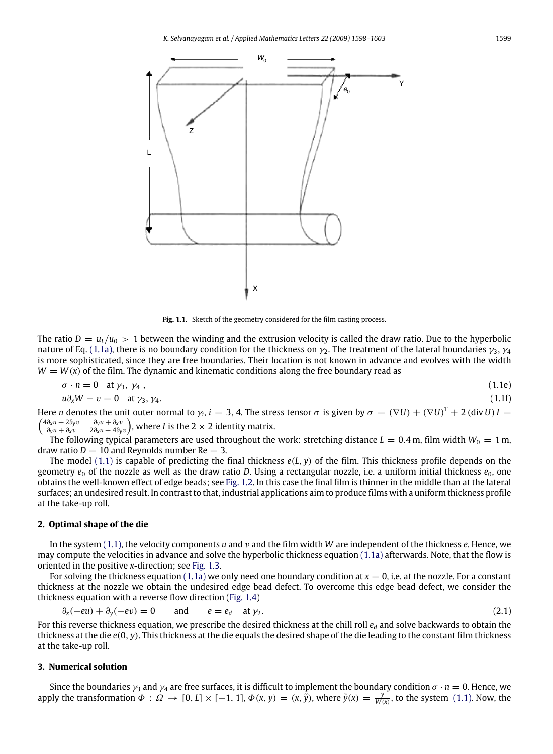**Fig. 1.1.** Sketch of the geometry considered for the film casting process.

The ratio $D = u_L/u_0 > 1$ between the winding and the extrusion velocity is called the draw ratio. Due to the hyperbolic nature of Eq. (1.1a), there is no boundary condition for the thickness on $\gamma_2$. The treatment of the lateral boundaries $\gamma_3$, $\gamma_4$ is more sophisticated, since they are free boundaries. Their location is not known in advance and evolves with the width $W = W(x)$ of the film. The dynamic and kinematic conditions along the free boundary read as

$$\sigma \cdot n = 0 \quad \text{at } \gamma_3,\ \gamma_4\,, \tag{1.1e}$$

$$u\partial_x W - v = 0 \quad \text{at } \gamma_3,\ \gamma_4. \tag{1.1f}$$

Here $n$ denotes the unit outer normal to $\gamma_i$, $i = 3, 4$. The stress tensor $\sigma$ is given by $\sigma = (\nabla U) + (\nabla U)^{\mathrm{T}} + 2\,(\operatorname{div} U)\, I = \begin{pmatrix} 4\partial_x u + 2\partial_y v & \partial_y u + \partial_x v \\ \partial_y u + \partial_x v & 2\partial_x u + 4\partial_y v \end{pmatrix}$, where $I$ is the $2 \times 2$ identity matrix.

The following typical parameters are used throughout the work: stretching distance $L = 0.4$ m, film width $W_0 = 1$ m, draw ratio $D = 10$ and Reynolds number Re $= 3$.

The model (1.1) is capable of predicting the final thickness $e(L, y)$ of the film. This thickness profile depends on the geometry $e_0$ of the nozzle as well as the draw ratio $D$. Using a rectangular nozzle, i.e. a uniform initial thickness $e_0$, one obtains the well-known effect of edge beads; see Fig. 1.2. In this case the final film is thinner in the middle than at the lateral surfaces; an undesired result. In contrast to that, industrial applications aim to produce films with a uniform thickness profile at the take-up roll.

## 2. Optimal shape of the die

In the system (1.1), the velocity components $u$ and $v$ and the film width $W$ are independent of the thickness $e$. Hence, we may compute the velocities in advance and solve the hyperbolic thickness equation (1.1a) afterwards. Note, that the flow is oriented in the positive $x$-direction; see Fig. 1.3.

For solving the thickness equation (1.1a) we only need one boundary condition at $x = 0$, i.e. at the nozzle. For a constant thickness at the nozzle we obtain the undesired edge bead defect. To overcome this edge bead defect, we consider the thickness equation with a reverse flow direction (Fig. 1.4)

$$\partial_x(-eu) + \partial_y(-ev) = 0 \qquad \text{and} \qquad e = e_d \quad \text{at } \gamma_2. \tag{2.1}$$

For this reverse thickness equation, we prescribe the desired thickness at the chill roll $e_d$ and solve backwards to obtain the thickness at the die $e(0, y)$. This thickness at the die equals the desired shape of the die leading to the constant film thickness at the take-up roll.

## 3. Numerical solution

Since the boundaries $\gamma_3$ and $\gamma_4$ are free surfaces, it is difficult to implement the boundary condition $\sigma \cdot n = 0$. Hence, we apply the transformation $\Phi : \Omega \to [0, L] \times [-1, 1]$, $\Phi(x, y) = (x, \tilde{y})$, where $\tilde{y}(x) = \frac{y}{W(x)}$, to the system (1.1). Now, the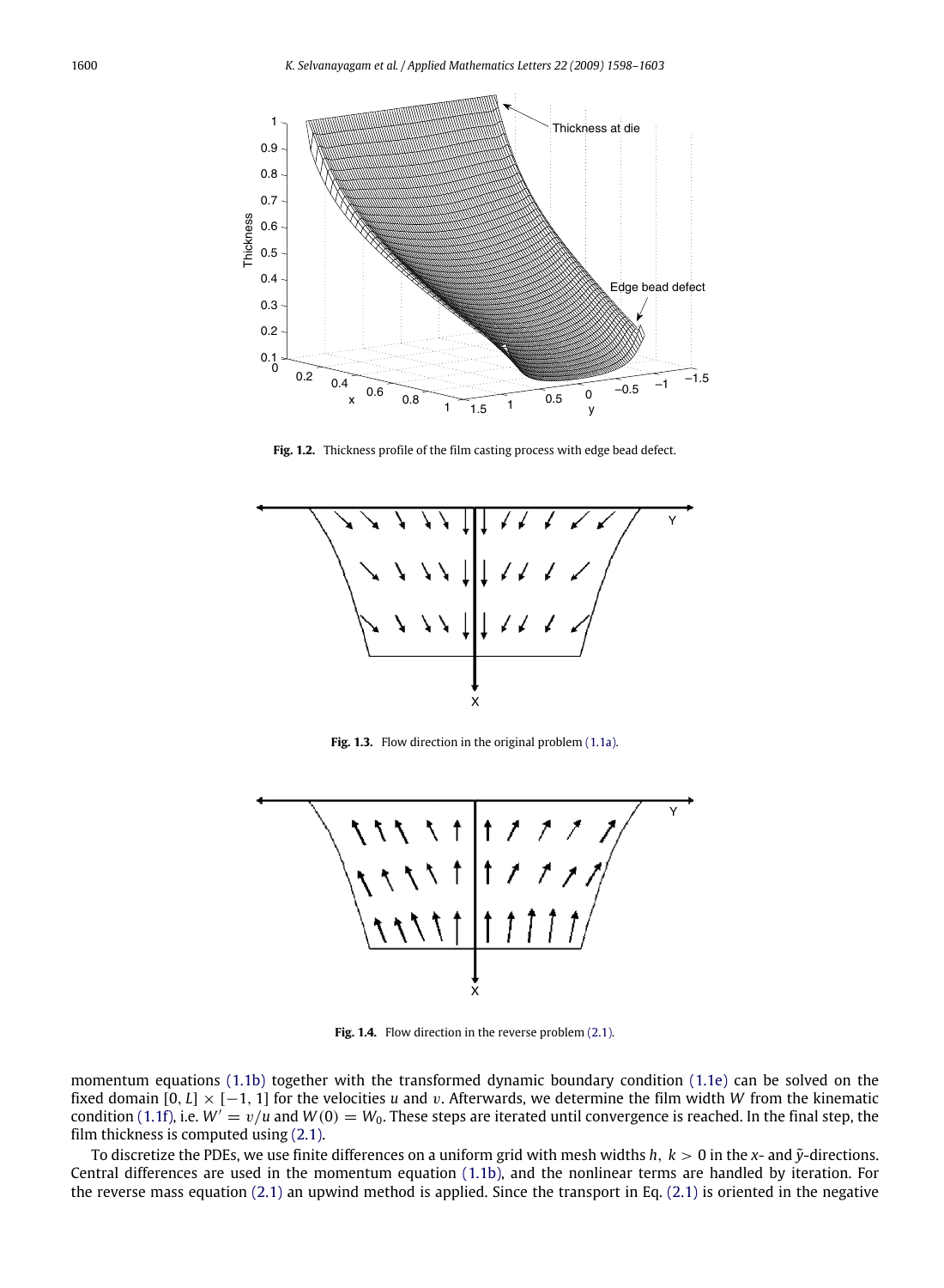**Fig. 1.2.** Thickness profile of the film casting process with edge bead defect.

**Fig. 1.3.** Flow direction in the original problem (1.1a).

**Fig. 1.4.** Flow direction in the reverse problem (2.1).

momentum equations (1.1b) together with the transformed dynamic boundary condition (1.1e) can be solved on the fixed domain $[0, L] \times [-1, 1]$ for the velocities $u$ and $v$. Afterwards, we determine the film width $W$ from the kinematic condition (1.1f), i.e. $W' = v/u$ and $W(0) = W_0$. These steps are iterated until convergence is reached. In the final step, the film thickness is computed using (2.1).

To discretize the PDEs, we use finite differences on a uniform grid with mesh widths $h,\ k > 0$ in the $x$- and $\tilde{y}$-directions. Central differences are used in the momentum equation (1.1b), and the nonlinear terms are handled by iteration. For the reverse mass equation (2.1) an upwind method is applied. Since the transport in Eq. (2.1) is oriented in the negative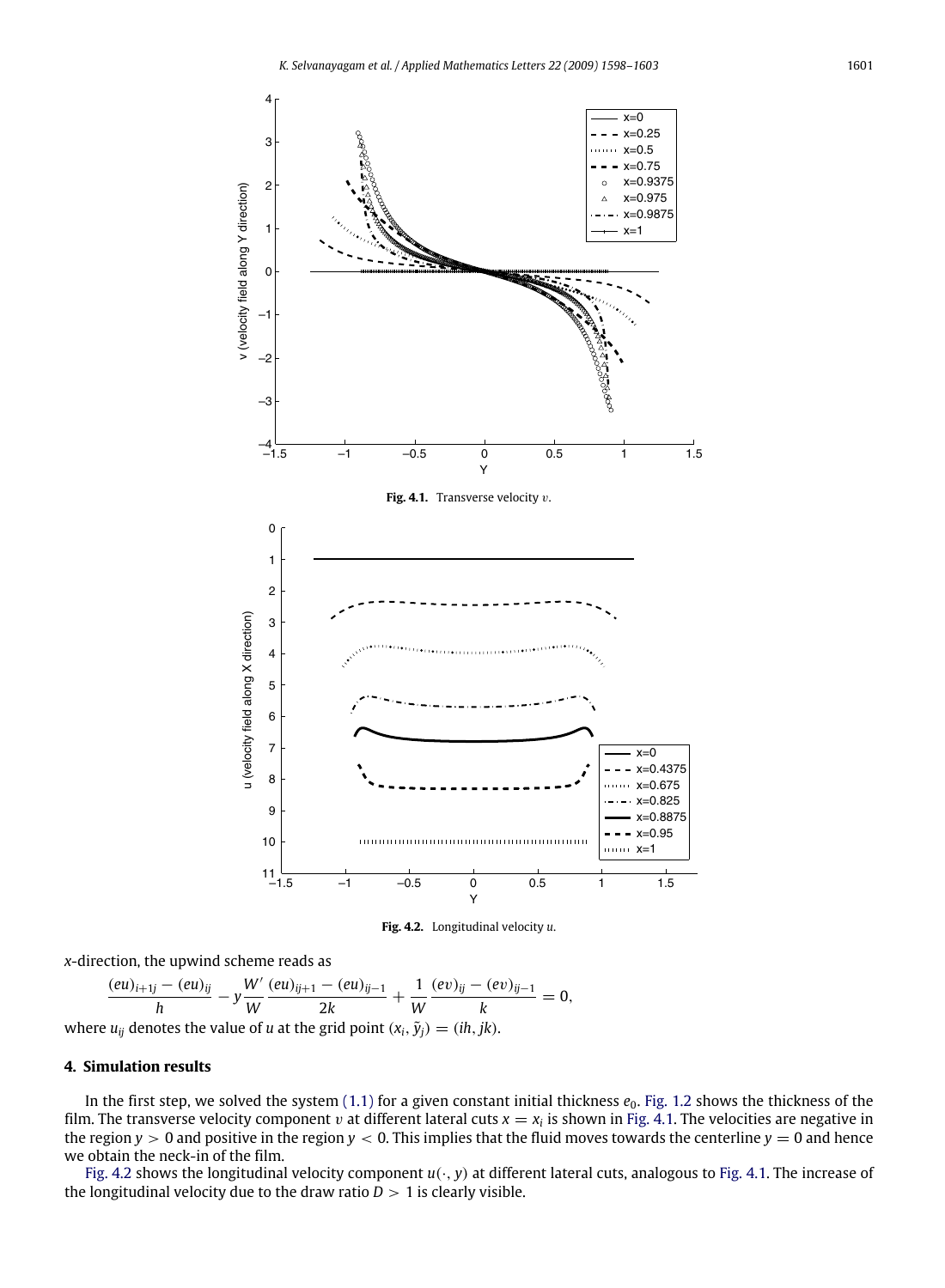Fig. 4.1. Transverse velocity $v$.

Fig. 4.2. Longitudinal velocity $u$.

$x$-direction, the upwind scheme reads as

$$\frac{(eu)_{i+1j} - (eu)_{ij}}{h} - y\frac{W'}{W}\frac{(eu)_{ij+1} - (eu)_{ij-1}}{2k} + \frac{1}{W}\frac{(ev)_{ij} - (ev)_{ij-1}}{k} = 0,$$

where $u_{ij}$ denotes the value of $u$ at the grid point $(x_i, \tilde{y}_j) = (ih, jk)$.

## 4. Simulation results

In the first step, we solved the system (1.1) for a given constant initial thickness $e_0$. Fig. 1.2 shows the thickness of the film. The transverse velocity component $v$ at different lateral cuts $x = x_i$ is shown in Fig. 4.1. The velocities are negative in the region $y > 0$ and positive in the region $y < 0$. This implies that the fluid moves towards the centerline $y = 0$ and hence we obtain the neck-in of the film.

Fig. 4.2 shows the longitudinal velocity component $u(\cdot, y)$ at different lateral cuts, analogous to Fig. 4.1. The increase of the longitudinal velocity due to the draw ratio $D > 1$ is clearly visible.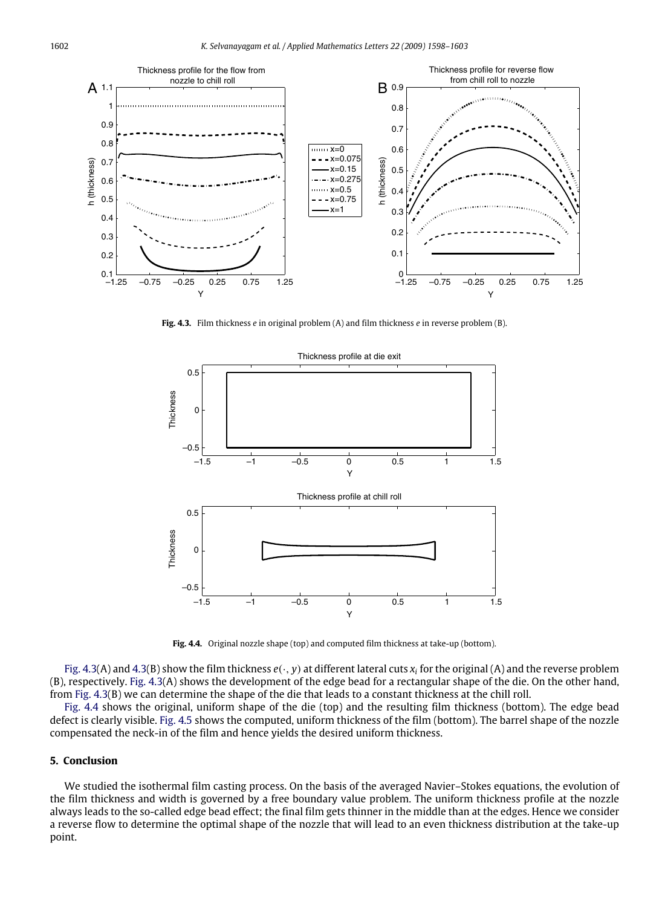Fig. 4.3. Film thickness $e$ in original problem (A) and film thickness $e$ in reverse problem (B).

Fig. 4.4. Original nozzle shape (top) and computed film thickness at take-up (bottom).

Fig. 4.3(A) and 4.3(B) show the film thickness $e(\cdot, y)$ at different lateral cuts $x_i$ for the original (A) and the reverse problem (B), respectively. Fig. 4.3(A) shows the development of the edge bead for a rectangular shape of the die. On the other hand, from Fig. 4.3(B) we can determine the shape of the die that leads to a constant thickness at the chill roll.

Fig. 4.4 shows the original, uniform shape of the die (top) and the resulting film thickness (bottom). The edge bead defect is clearly visible. Fig. 4.5 shows the computed, uniform thickness of the film (bottom). The barrel shape of the nozzle compensated the neck-in of the film and hence yields the desired uniform thickness.

## 5. Conclusion

We studied the isothermal film casting process. On the basis of the averaged Navier–Stokes equations, the evolution of the film thickness and width is governed by a free boundary value problem. The uniform thickness profile at the nozzle always leads to the so-called edge bead effect; the final film gets thinner in the middle than at the edges. Hence we consider a reverse flow to determine the optimal shape of the nozzle that will lead to an even thickness distribution at the take-up point.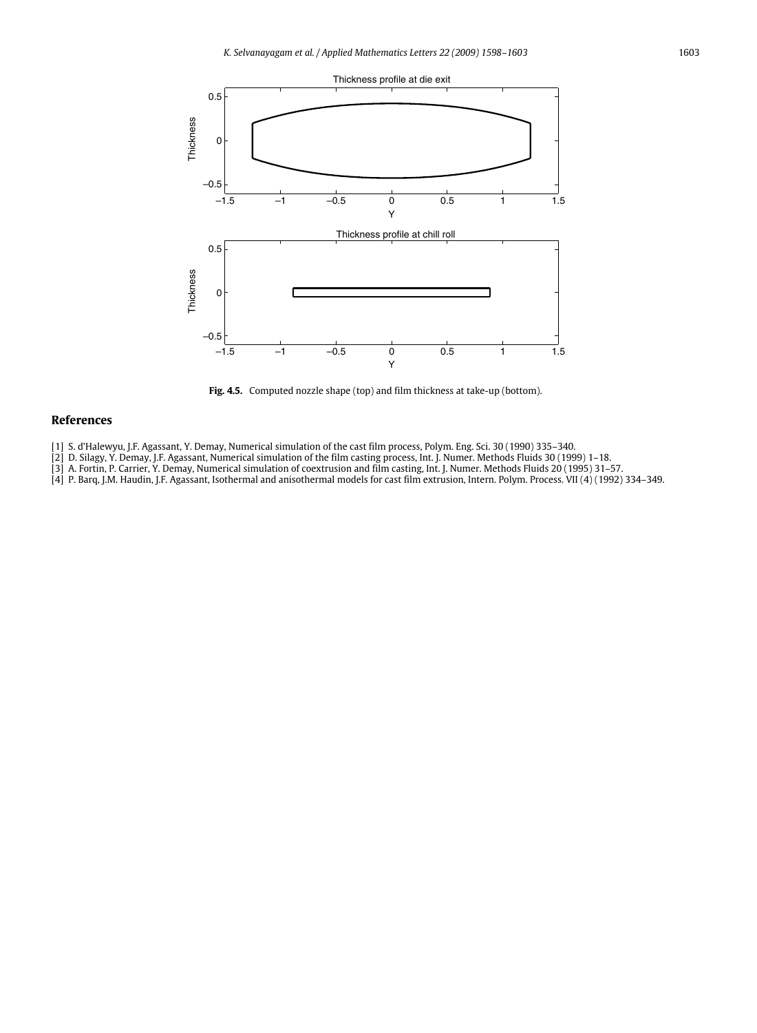Thickness profile at die exit

Thickness

0.5

0

−0.5

−1.5 −1 −0.5 0 0.5 1 1.5

Y

Thickness profile at chill roll

Thickness

0.5

0

−0.5

−1.5 −1 −0.5 0 0.5 1 1.5

Y

**Fig. 4.5.** Computed nozzle shape (top) and film thickness at take-up (bottom).

## References

[1] S. d'Halewyu, J.F. Agassant, Y. Demay, Numerical simulation of the cast film process, Polym. Eng. Sci. 30 (1990) 335–340.

[2] D. Silagy, Y. Demay, J.F. Agassant, Numerical simulation of the film casting process, Int. J. Numer. Methods Fluids 30 (1999) 1–18.

[3] A. Fortin, P. Carrier, Y. Demay, Numerical simulation of coextrusion and film casting, Int. J. Numer. Methods Fluids 20 (1995) 31–57.

[4] P. Barq, J.M. Haudin, J.F. Agassant, Isothermal and anisothermal models for cast film extrusion, Intern. Polym. Process. VII (4) (1992) 334–349.